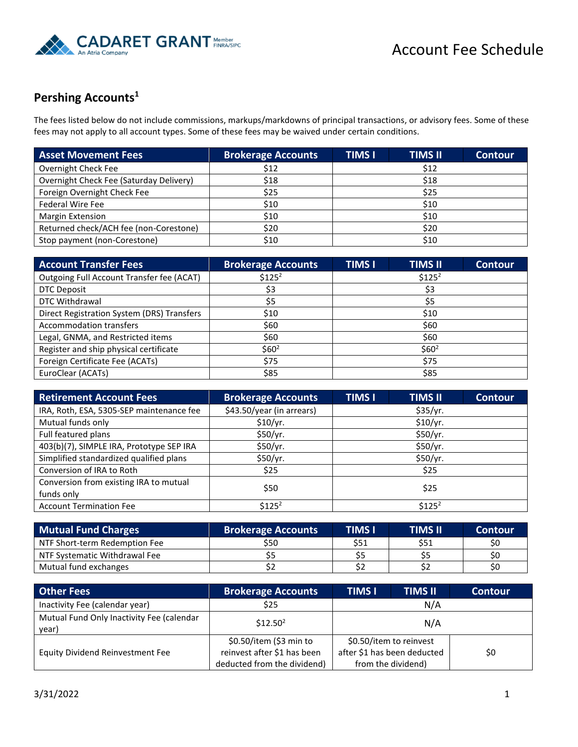# Account Fee Schedule

## Pershing Accounts[1]

The fees listed below do not include commissions, markups/markdowns of principal transactions, or advisory fees. Some of these fees may not apply to all account types. Some of these fees may be waived under certain conditions.

| Asset Movement Fees | Brokerage Accounts | TIMS I | TIMS II | Contour |
|---|---|---|---|---|
| Overnight Check Fee | $12 | $12 | | |
| Overnight Check Fee (Saturday Delivery) | $18 | $18 | | |
| Foreign Overnight Check Fee | $25 | $25 | | |
| Federal Wire Fee | $10 | $10 | | |
| Margin Extension | $10 | $10 | | |
| Returned check/ACH fee (non-Corestone) | $20 | $20 | | |
| Stop payment (non-Corestone) | $10 | $10 | | |

| Account Transfer Fees | Brokerage Accounts | TIMS I | TIMS II | Contour |
|---|---|---|---|---|
| Outgoing Full Account Transfer fee (ACAT) | $125[2] | $125[2] | | |
| DTC Deposit | $3 | $3 | | |
| DTC Withdrawal | $5 | $5 | | |
| Direct Registration System (DRS) Transfers | $10 | $10 | | |
| Accommodation transfers | $60 | $60 | | |
| Legal, GNMA, and Restricted items | $60 | $60 | | |
| Register and ship physical certificate | $60[2] | $60[2] | | |
| Foreign Certificate Fee (ACATs) | $75 | $75 | | |
| EuroClear (ACATs) | $85 | $85 | | |

| Retirement Account Fees | Brokerage Accounts | TIMS I | TIMS II | Contour |
|---|---|---|---|---|
| IRA, Roth, ESA, 5305-SEP maintenance fee | $43.50/year (in arrears) | $35/yr. | | |
| Mutual funds only | $10/yr. | $10/yr. | | |
| Full featured plans | $50/yr. | $50/yr. | | |
| 403(b)(7), SIMPLE IRA, Prototype SEP IRA | $50/yr. | $50/yr. | | |
| Simplified standardized qualified plans | $50/yr. | $50/yr. | | |
| Conversion of IRA to Roth | $25 | $25 | | |
| Conversion from existing IRA to mutual funds only | $50 | $25 | | |
| Account Termination Fee | $125[2] | $125[2] | | |

| Mutual Fund Charges | Brokerage Accounts | TIMS I | TIMS II | Contour |
|---|---|---|---|---|
| NTF Short-term Redemption Fee | $50 | $51 | $51 | $0 |
| NTF Systematic Withdrawal Fee | $5 | $5 | $5 | $0 |
| Mutual fund exchanges | $2 | $2 | $2 | $0 |

| Other Fees | Brokerage Accounts | TIMS I | TIMS II | Contour |
|---|---|---|---|---|
| Inactivity Fee (calendar year) | $25 | N/A | | |
| Mutual Fund Only Inactivity Fee (calendar year) | $12.50[2] | N/A | | |
| Equity Dividend Reinvestment Fee | $0.50/item ($3 min to reinvest after $1 has been deducted from the dividend) | $0.50/item to reinvest after $1 has been deducted from the dividend) | | $0 |

3/31/2022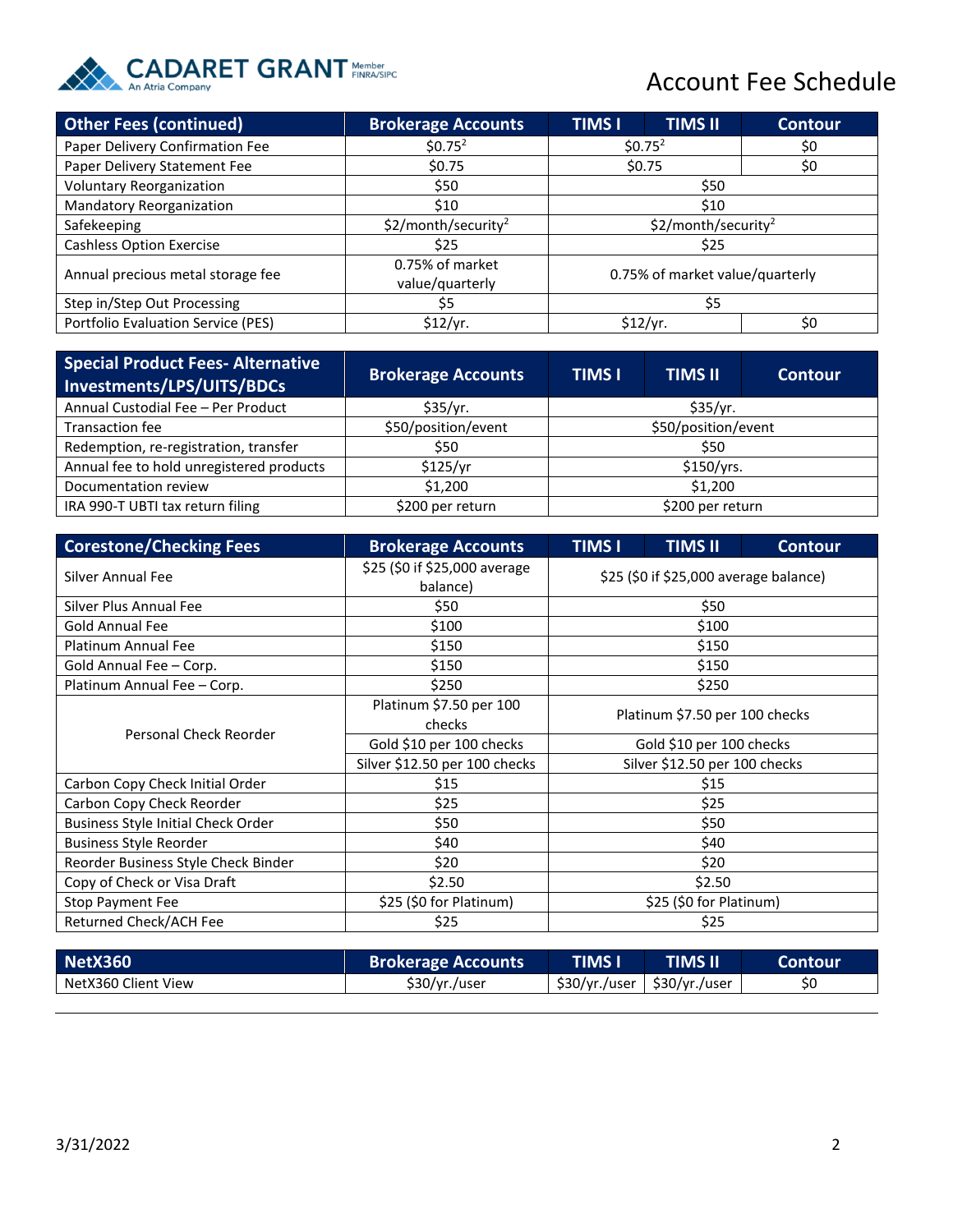# Account Fee Schedule

| Other Fees (continued) | Brokerage Accounts | TIMS I | TIMS II | Contour |
|---|---|---|---|---|
| Paper Delivery Confirmation Fee | $0.75[2] | $0.75[2] | | $0 |
| Paper Delivery Statement Fee | $0.75 | $0.75 | | $0 |
| Voluntary Reorganization | $50 | $50 | | |
| Mandatory Reorganization | $10 | $10 | | |
| Safekeeping | $2/month/security[2] | $2/month/security[2] | | |
| Cashless Option Exercise | $25 | $25 | | |
| Annual precious metal storage fee | 0.75% of market value/quarterly | 0.75% of market value/quarterly | | |
| Step in/Step Out Processing | $5 | $5 | | |
| Portfolio Evaluation Service (PES) | $12/yr. | $12/yr. | | $0 |

| Special Product Fees- Alternative Investments/LPS/UITS/BDCs | Brokerage Accounts | TIMS I | TIMS II | Contour |
|---|---|---|---|---|
| Annual Custodial Fee – Per Product | $35/yr. | $35/yr. | | |
| Transaction fee | $50/position/event | $50/position/event | | |
| Redemption, re-registration, transfer | $50 | $50 | | |
| Annual fee to hold unregistered products | $125/yr | $150/yrs. | | |
| Documentation review | $1,200 | $1,200 | | |
| IRA 990-T UBTI tax return filing | $200 per return | $200 per return | | |

| Corestone/Checking Fees | Brokerage Accounts | TIMS I | TIMS II | Contour |
|---|---|---|---|---|
| Silver Annual Fee | $25 ($0 if $25,000 average balance) | $25 ($0 if $25,000 average balance) | | |
| Silver Plus Annual Fee | $50 | $50 | | |
| Gold Annual Fee | $100 | $100 | | |
| Platinum Annual Fee | $150 | $150 | | |
| Gold Annual Fee – Corp. | $150 | $150 | | |
| Platinum Annual Fee – Corp. | $250 | $250 | | |
| Personal Check Reorder | Platinum $7.50 per 100 checks | Platinum $7.50 per 100 checks | | |
| | Gold $10 per 100 checks | Gold $10 per 100 checks | | |
| | Silver $12.50 per 100 checks | Silver $12.50 per 100 checks | | |
| Carbon Copy Check Initial Order | $15 | $15 | | |
| Carbon Copy Check Reorder | $25 | $25 | | |
| Business Style Initial Check Order | $50 | $50 | | |
| Business Style Reorder | $40 | $40 | | |
| Reorder Business Style Check Binder | $20 | $20 | | |
| Copy of Check or Visa Draft | $2.50 | $2.50 | | |
| Stop Payment Fee | $25 ($0 for Platinum) | $25 ($0 for Platinum) | | |
| Returned Check/ACH Fee | $25 | $25 | | |

| NetX360 | Brokerage Accounts | TIMS I | TIMS II | Contour |
|---|---|---|---|---|
| NetX360 Client View | $30/yr./user | $30/yr./user | $30/yr./user | $0 |

3/31/2022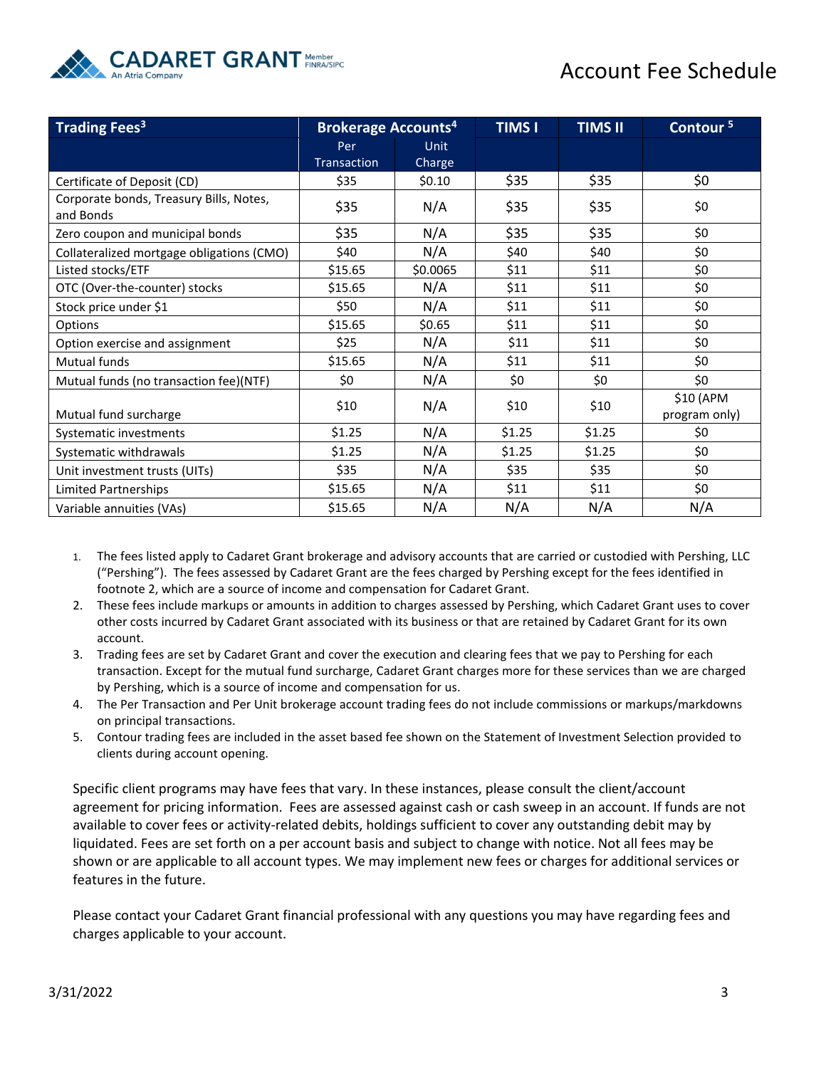# Account Fee Schedule

| Trading Fees[3] | Brokerage Accounts[4] | | TIMS I | TIMS II | Contour [5] |
|---|---|---|---|---|---|
| | Per Transaction | Unit Charge | | | |
| Certificate of Deposit (CD) | $35 | $0.10 | $35 | $35 | $0 |
| Corporate bonds, Treasury Bills, Notes, and Bonds | $35 | N/A | $35 | $35 | $0 |
| Zero coupon and municipal bonds | $35 | N/A | $35 | $35 | $0 |
| Collateralized mortgage obligations (CMO) | $40 | N/A | $40 | $40 | $0 |
| Listed stocks/ETF | $15.65 | $0.0065 | $11 | $11 | $0 |
| OTC (Over-the-counter) stocks | $15.65 | N/A | $11 | $11 | $0 |
| Stock price under $1 | $50 | N/A | $11 | $11 | $0 |
| Options | $15.65 | $0.65 | $11 | $11 | $0 |
| Option exercise and assignment | $25 | N/A | $11 | $11 | $0 |
| Mutual funds | $15.65 | N/A | $11 | $11 | $0 |
| Mutual funds (no transaction fee)(NTF) | $0 | N/A | $0 | $0 | $0 |
| Mutual fund surcharge | $10 | N/A | $10 | $10 | $10 (APM program only) |
| Systematic investments | $1.25 | N/A | $1.25 | $1.25 | $0 |
| Systematic withdrawals | $1.25 | N/A | $1.25 | $1.25 | $0 |
| Unit investment trusts (UITs) | $35 | N/A | $35 | $35 | $0 |
| Limited Partnerships | $15.65 | N/A | $11 | $11 | $0 |
| Variable annuities (VAs) | $15.65 | N/A | N/A | N/A | N/A |

1. The fees listed apply to Cadaret Grant brokerage and advisory accounts that are carried or custodied with Pershing, LLC ("Pershing"). The fees assessed by Cadaret Grant are the fees charged by Pershing except for the fees identified in footnote 2, which are a source of income and compensation for Cadaret Grant.
2. These fees include markups or amounts in addition to charges assessed by Pershing, which Cadaret Grant uses to cover other costs incurred by Cadaret Grant associated with its business or that are retained by Cadaret Grant for its own account.
3. Trading fees are set by Cadaret Grant and cover the execution and clearing fees that we pay to Pershing for each transaction. Except for the mutual fund surcharge, Cadaret Grant charges more for these services than we are charged by Pershing, which is a source of income and compensation for us.
4. The Per Transaction and Per Unit brokerage account trading fees do not include commissions or markups/markdowns on principal transactions.
5. Contour trading fees are included in the asset based fee shown on the Statement of Investment Selection provided to clients during account opening.

Specific client programs may have fees that vary. In these instances, please consult the client/account agreement for pricing information. Fees are assessed against cash or cash sweep in an account. If funds are not available to cover fees or activity-related debits, holdings sufficient to cover any outstanding debit may by liquidated. Fees are set forth on a per account basis and subject to change with notice. Not all fees may be shown or are applicable to all account types. We may implement new fees or charges for additional services or features in the future.

Please contact your Cadaret Grant financial professional with any questions you may have regarding fees and charges applicable to your account.

3/31/2022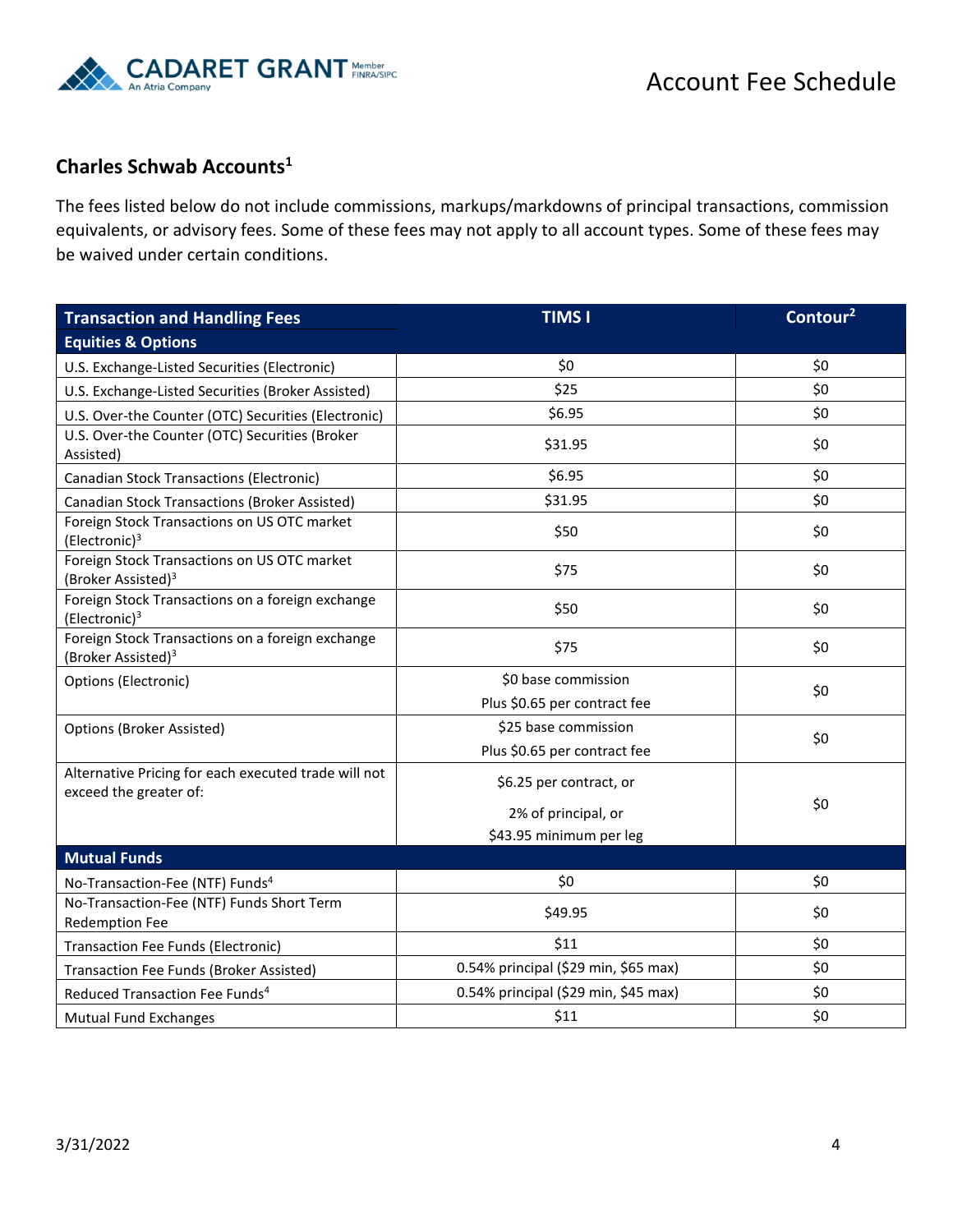## Charles Schwab Accounts[1]

The fees listed below do not include commissions, markups/markdowns of principal transactions, commission equivalents, or advisory fees. Some of these fees may not apply to all account types. Some of these fees may be waived under certain conditions.

| Transaction and Handling Fees | TIMS I | Contour[2] |
|---|---|---|
| **Equities & Options** | | |
| U.S. Exchange-Listed Securities (Electronic) | $0 | $0 |
| U.S. Exchange-Listed Securities (Broker Assisted) | $25 | $0 |
| U.S. Over-the Counter (OTC) Securities (Electronic) | $6.95 | $0 |
| U.S. Over-the Counter (OTC) Securities (Broker Assisted) | $31.95 | $0 |
| Canadian Stock Transactions (Electronic) | $6.95 | $0 |
| Canadian Stock Transactions (Broker Assisted) | $31.95 | $0 |
| Foreign Stock Transactions on US OTC market (Electronic)[3] | $50 | $0 |
| Foreign Stock Transactions on US OTC market (Broker Assisted)[3] | $75 | $0 |
| Foreign Stock Transactions on a foreign exchange (Electronic)[3] | $50 | $0 |
| Foreign Stock Transactions on a foreign exchange (Broker Assisted)[3] | $75 | $0 |
| Options (Electronic) | $0 base commission<br>Plus $0.65 per contract fee | $0 |
| Options (Broker Assisted) | $25 base commission<br>Plus $0.65 per contract fee | $0 |
| Alternative Pricing for each executed trade will not exceed the greater of: | $6.25 per contract, or<br>2% of principal, or<br>$43.95 minimum per leg | $0 |
| **Mutual Funds** | | |
| No-Transaction-Fee (NTF) Funds[4] | $0 | $0 |
| No-Transaction-Fee (NTF) Funds Short Term Redemption Fee | $49.95 | $0 |
| Transaction Fee Funds (Electronic) | $11 | $0 |
| Transaction Fee Funds (Broker Assisted) | 0.54% principal ($29 min, $65 max) | $0 |
| Reduced Transaction Fee Funds[4] | 0.54% principal ($29 min, $45 max) | $0 |
| Mutual Fund Exchanges | $11 | $0 |

3/31/2022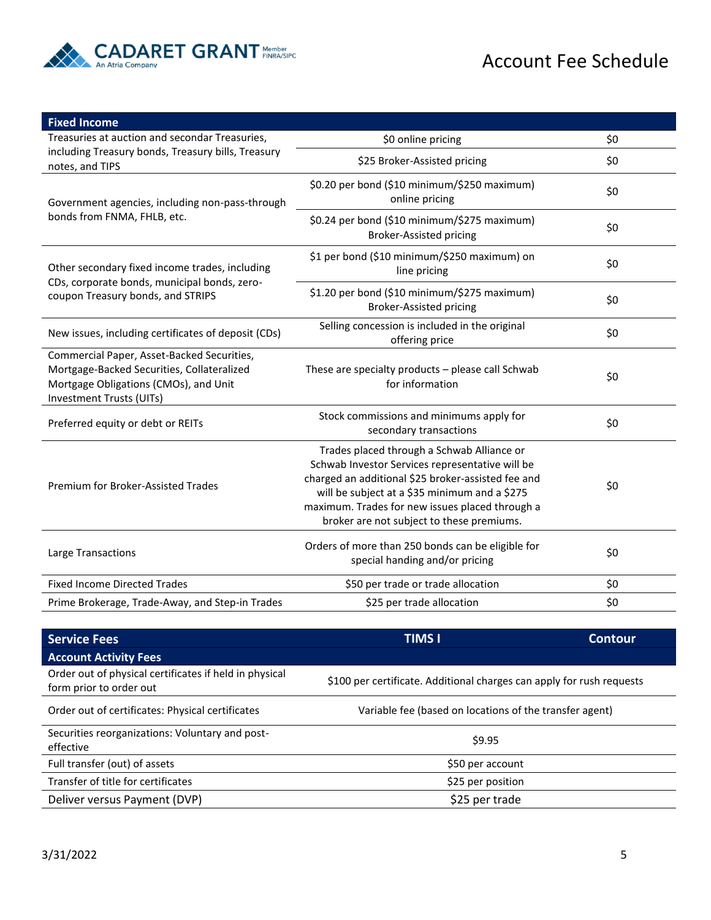# Account Fee Schedule

| Fixed Income | | |
|---|---|---|
| Treasuries at auction and secondar Treasuries, including Treasury bonds, Treasury bills, Treasury notes, and TIPS | $0 online pricing | $0 |
| | $25 Broker-Assisted pricing | $0 |
| Government agencies, including non-pass-through bonds from FNMA, FHLB, etc. | $0.20 per bond ($10 minimum/$250 maximum) online pricing | $0 |
| | $0.24 per bond ($10 minimum/$275 maximum) Broker-Assisted pricing | $0 |
| Other secondary fixed income trades, including CDs, corporate bonds, municipal bonds, zero-coupon Treasury bonds, and STRIPS | $1 per bond ($10 minimum/$250 maximum) on line pricing | $0 |
| | $1.20 per bond ($10 minimum/$275 maximum) Broker-Assisted pricing | $0 |
| New issues, including certificates of deposit (CDs) | Selling concession is included in the original offering price | $0 |
| Commercial Paper, Asset-Backed Securities, Mortgage-Backed Securities, Collateralized Mortgage Obligations (CMOs), and Unit Investment Trusts (UITs) | These are specialty products – please call Schwab for information | $0 |
| Preferred equity or debt or REITs | Stock commissions and minimums apply for secondary transactions | $0 |
| Premium for Broker-Assisted Trades | Trades placed through a Schwab Alliance or Schwab Investor Services representative will be charged an additional $25 broker-assisted fee and will be subject at a $35 minimum and a $275 maximum. Trades for new issues placed through a broker are not subject to these premiums. | $0 |
| Large Transactions | Orders of more than 250 bonds can be eligible for special handing and/or pricing | $0 |
| Fixed Income Directed Trades | $50 per trade or trade allocation | $0 |
| Prime Brokerage, Trade-Away, and Step-in Trades | $25 per trade allocation | $0 |

| Service Fees | TIMS I | Contour |
|---|---|---|
| **Account Activity Fees** | | |
| Order out of physical certificates if held in physical form prior to order out | $100 per certificate. Additional charges can apply for rush requests | |
| Order out of certificates: Physical certificates | Variable fee (based on locations of the transfer agent) | |
| Securities reorganizations: Voluntary and post-effective | $9.95 | |
| Full transfer (out) of assets | $50 per account | |
| Transfer of title for certificates | $25 per position | |
| Deliver versus Payment (DVP) | $25 per trade | |

3/31/2022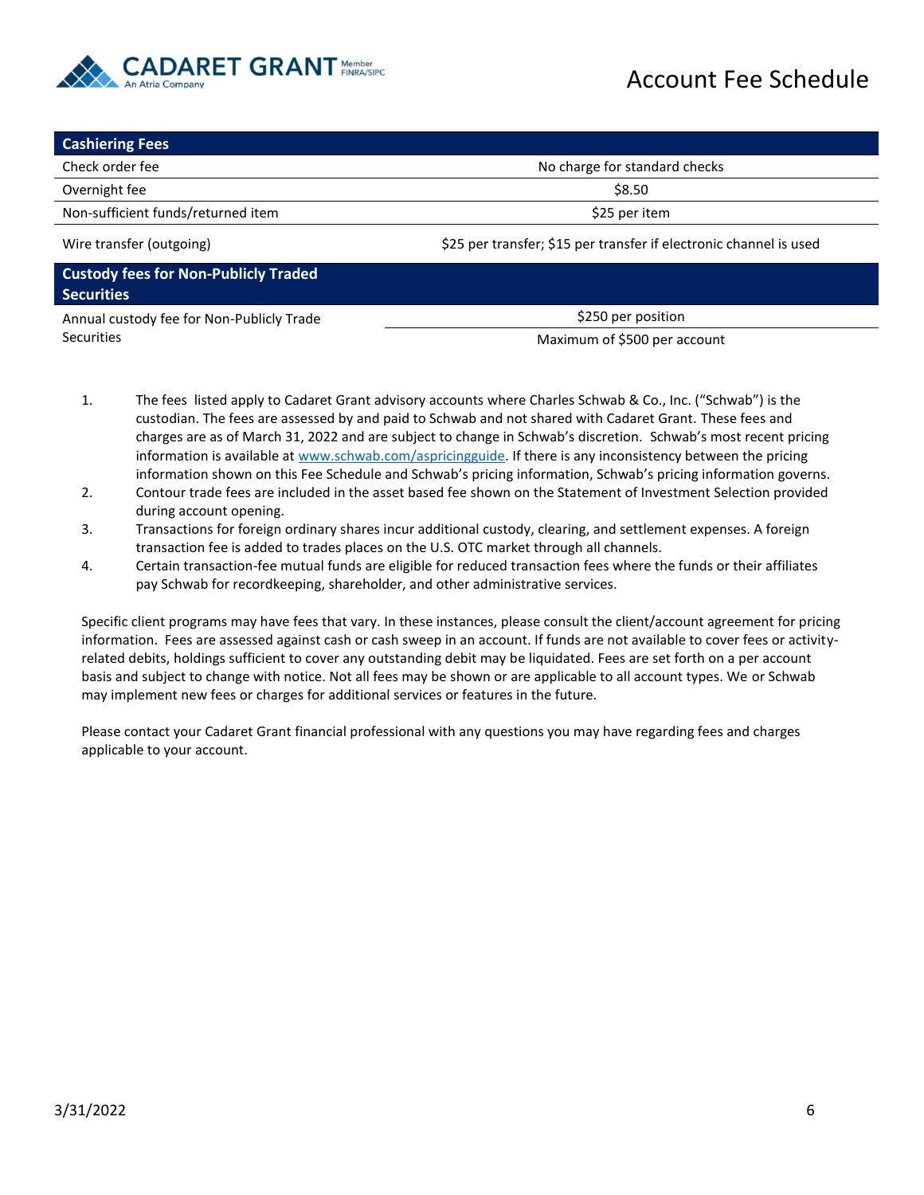# Account Fee Schedule

| Cashiering Fees | |
|---|---|
| Check order fee | No charge for standard checks |
| Overnight fee | $8.50 |
| Non-sufficient funds/returned item | $25 per item |
| Wire transfer (outgoing) | $25 per transfer; $15 per transfer if electronic channel is used |
| **Custody fees for Non-Publicly Traded Securities** | |
| Annual custody fee for Non-Publicly Trade Securities | $250 per position |
| | Maximum of $500 per account |

1. The fees listed apply to Cadaret Grant advisory accounts where Charles Schwab & Co., Inc. ("Schwab") is the custodian. The fees are assessed by and paid to Schwab and not shared with Cadaret Grant. These fees and charges are as of March 31, 2022 and are subject to change in Schwab's discretion. Schwab's most recent pricing information is available at www.schwab.com/aspricingguide. If there is any inconsistency between the pricing information shown on this Fee Schedule and Schwab's pricing information, Schwab's pricing information governs.
2. Contour trade fees are included in the asset based fee shown on the Statement of Investment Selection provided during account opening.
3. Transactions for foreign ordinary shares incur additional custody, clearing, and settlement expenses. A foreign transaction fee is added to trades places on the U.S. OTC market through all channels.
4. Certain transaction-fee mutual funds are eligible for reduced transaction fees where the funds or their affiliates pay Schwab for recordkeeping, shareholder, and other administrative services.

Specific client programs may have fees that vary. In these instances, please consult the client/account agreement for pricing information. Fees are assessed against cash or cash sweep in an account. If funds are not available to cover fees or activity-related debits, holdings sufficient to cover any outstanding debit may be liquidated. Fees are set forth on a per account basis and subject to change with notice. Not all fees may be shown or are applicable to all account types. We or Schwab may implement new fees or charges for additional services or features in the future.

Please contact your Cadaret Grant financial professional with any questions you may have regarding fees and charges applicable to your account.